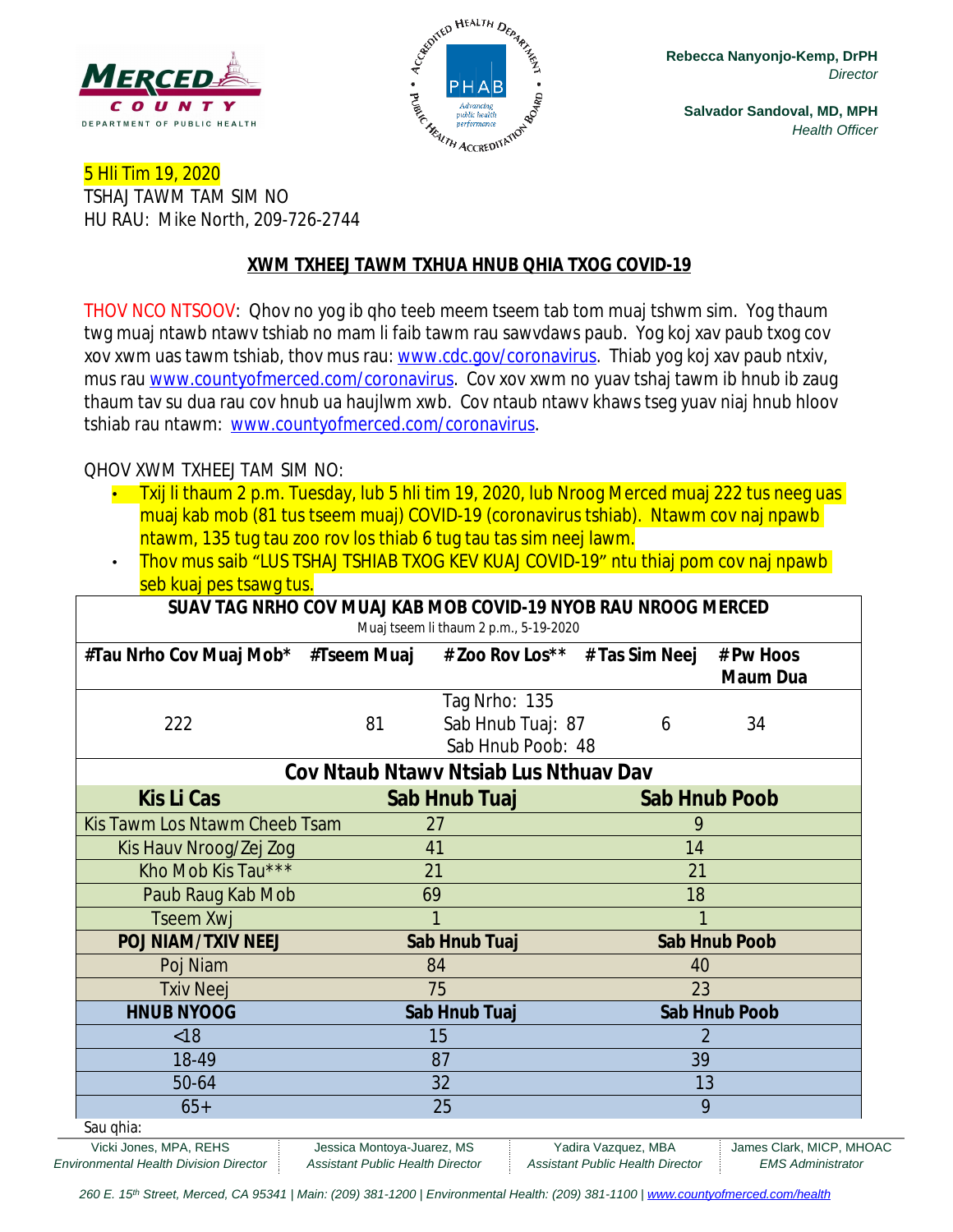Rebecca Nanyonjo-Kemp, DrPH
*Director*

Salvador Sandoval, MD, MPH
*Health Officer*

5 Hli Tim 19, 2020
TSHAJ TAWM TAM SIM NO
HU RAU: Mike North, 209-726-2744

## XWM TXHEEJ TAWM TXHUA HNUB QHIA TXOG COVID-19

THOV NCO NTSOOV: Qhov no yog ib qho teeb meem tseem tab tom muaj tshwm sim. Yog thaum twg muaj ntawb ntawv tshiab no mam li faib tawm rau sawvdaws paub. Yog koj xav paub txog cov xov xwm uas tawm tshiab, thov mus rau: www.cdc.gov/coronavirus. Thiab yog koj xav paub ntxiv, mus rau www.countyofmerced.com/coronavirus. Cov xov xwm no yuav tshaj tawm ib hnub ib zaug thaum tav su dua rau cov hnub ua haujlwm xwb. Cov ntaub ntawv khaws tseg yuav niaj hnub hloov tshiab rau ntawm: www.countyofmerced.com/coronavirus.

QHOV XWM TXHEEJ TAM SIM NO:

- Txij li thaum 2 p.m. Tuesday, lub 5 hli tim 19, 2020, lub Nroog Merced muaj 222 tus neeg uas muaj kab mob (81 tus tseem muaj) COVID-19 (coronavirus tshiab). Ntawm cov naj npawb ntawm, 135 tug tau zoo rov los thiab 6 tug tau tas sim neej lawm.
- Thov mus saib "LUS TSHAJ TSHIAB TXOG KEV KUAJ COVID-19" ntu thiaj pom cov naj npawb seb kuaj pes tsawg tus.

**SUAV TAG NRHO COV MUAJ KAB MOB COVID-19 NYOB RAU NROOG MERCED**
Muaj tseem li thaum 2 p.m., 5-19-2020

| #Tau Nrho Cov Muaj Mob* | #Tseem Muaj | # Zoo Rov Los** | # Tas Sim Neej | # Pw Hoos Maum Dua |
|---|---|---|---|---|
| 222 | 81 | Tag Nrho: 135<br>Sab Hnub Tuaj: 87<br>Sab Hnub Poob: 48 | 6 | 34 |

**Cov Ntaub Ntawv Ntsiab Lus Nthuav Dav**

| Kis Li Cas | Sab Hnub Tuaj | Sab Hnub Poob |
|---|---|---|
| Kis Tawm Los Ntawm Cheeb Tsam | 27 | 9 |
| Kis Hauv Nroog/Zej Zog | 41 | 14 |
| Kho Mob Kis Tau*** | 21 | 21 |
| Paub Raug Kab Mob | 69 | 18 |
| Tseem Xwj | 1 | 1 |
| **POJ NIAM/TXIV NEEJ** | **Sab Hnub Tuaj** | **Sab Hnub Poob** |
| Poj Niam | 84 | 40 |
| Txiv Neej | 75 | 23 |
| **HNUB NYOOG** | **Sab Hnub Tuaj** | **Sab Hnub Poob** |
| <18 | 15 | 2 |
| 18-49 | 87 | 39 |
| 50-64 | 32 | 13 |
| 65+ | 25 | 9 |

Sau qhia:

Vicki Jones, MPA, REHS, *Environmental Health Division Director* | Jessica Montoya-Juarez, MS, *Assistant Public Health Director* | Yadira Vazquez, MBA, *Assistant Public Health Director* | James Clark, MICP, MHOAC, *EMS Administrator*

260 E. 15th Street, Merced, CA 95341 | Main: (209) 381-1200 | Environmental Health: (209) 381-1100 | www.countyofmerced.com/health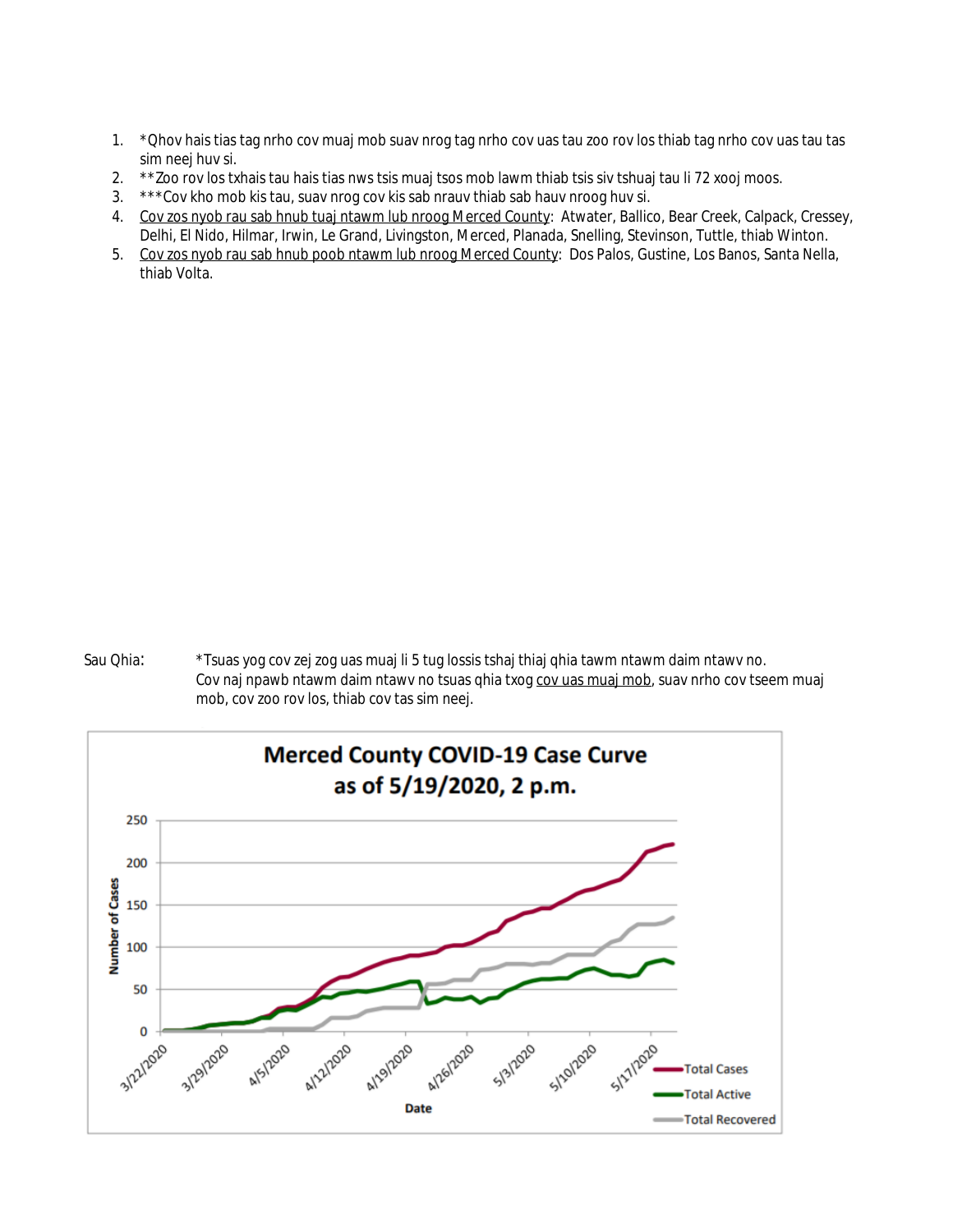1. *Qhov hais tias tag nrho cov muaj mob suav nrog tag nrho cov uas tau zoo rov los thiab tag nrho cov uas tau tas sim neej huv si.
2. **Zoo rov los txhais tau hais tias nws tsis muaj tsos mob lawm thiab tsis siv tshuaj tau li 72 xooj moos.
3. ***Cov kho mob kis tau, suav nrog cov kis sab nrauv thiab sab hauv nroog huv si.
4. <u>Cov zos nyob rau sab hnub tuaj ntawm lub nroog Merced County</u>: Atwater, Ballico, Bear Creek, Calpack, Cressey, Delhi, El Nido, Hilmar, Irwin, Le Grand, Livingston, Merced, Planada, Snelling, Stevinson, Tuttle, thiab Winton.
5. <u>Cov zos nyob rau sab hnub poob ntawm lub nroog Merced County</u>: Dos Palos, Gustine, Los Banos, Santa Nella, thiab Volta.

Sau Qhia: *Tsuas yog cov zej zog uas muaj li 5 tug lossis tshaj thiaj qhia tawm ntawm daim ntawv no.
Cov naj npawb ntawm daim ntawv no tsuas qhia txog <u>cov uas muaj mob</u>, suav nrho cov tseem muaj mob, cov zoo rov los, thiab cov tas sim neej.

**Merced County COVID-19 Case Curve as of 5/19/2020, 2 p.m.**

Number of Cases (0–250) vs. Date (3/22/2020 – 5/17/2020)

Legend: Total Cases, Total Active, Total Recovered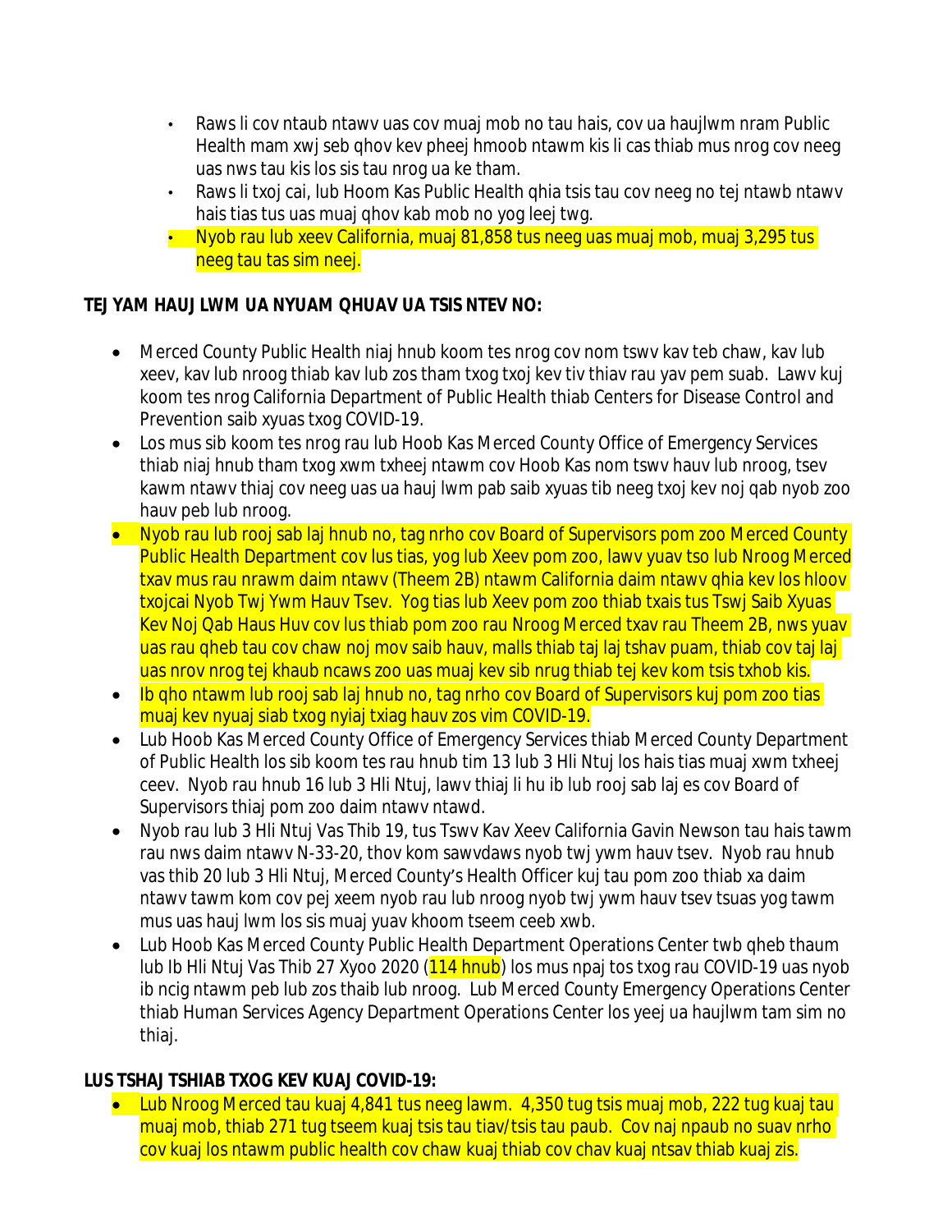- Raws li cov ntaub ntawv uas cov muaj mob no tau hais, cov ua haujlwm nram Public Health mam xwj seb qhov kev pheej hmoob ntawm kis li cas thiab mus nrog cov neeg uas nws tau kis los sis tau nrog ua ke tham.
- Raws li txoj cai, lub Hoom Kas Public Health qhia tsis tau cov neeg no tej ntawb ntawv hais tias tus uas muaj qhov kab mob no yog leej twg.
- Nyob rau lub xeev California, muaj 81,858 tus neeg uas muaj mob, muaj 3,295 tus neeg tau tas sim neej.

**TEJ YAM HAUJ LWM UA NYUAM QHUAV UA TSIS NTEV NO:**

- Merced County Public Health niaj hnub koom tes nrog cov nom tswv kav teb chaw, kav lub xeev, kav lub nroog thiab kav lub zos tham txog txoj kev tiv thiav rau yav pem suab. Lawv kuj koom tes nrog California Department of Public Health thiab Centers for Disease Control and Prevention saib xyuas txog COVID-19.
- Los mus sib koom tes nrog rau lub Hoob Kas Merced County Office of Emergency Services thiab niaj hnub tham txog xwm txheej ntawm cov Hoob Kas nom tswv hauv lub nroog, tsev kawm ntawv thiaj cov neeg uas ua hauj lwm pab saib xyuas tib neeg txoj kev noj qab nyob zoo hauv peb lub nroog.
- Nyob rau lub rooj sab laj hnub no, tag nrho cov Board of Supervisors pom zoo Merced County Public Health Department cov lus tias, yog lub Xeev pom zoo, lawv yuav tso lub Nroog Merced txav mus rau nrawm daim ntawv (Theem 2B) ntawm California daim ntawv qhia kev los hloov txojcai Nyob Twj Ywm Hauv Tsev. Yog tias lub Xeev pom zoo thiab txais tus Tswj Saib Xyuas Kev Noj Qab Haus Huv cov lus thiab pom zoo rau Nroog Merced txav rau Theem 2B, nws yuav uas rau qheb tau cov chaw noj mov saib hauv, malls thiab taj laj tshav puam, thiab cov taj laj uas nrov nrog tej khaub ncaws zoo uas muaj kev sib nrug thiab tej kev kom tsis txhob kis.
- Ib qho ntawm lub rooj sab laj hnub no, tag nrho cov Board of Supervisors kuj pom zoo tias muaj kev nyuaj siab txog nyiaj txiag hauv zos vim COVID-19.
- Lub Hoob Kas Merced County Office of Emergency Services thiab Merced County Department of Public Health los sib koom tes rau hnub tim 13 lub 3 Hli Ntuj los hais tias muaj xwm txheej ceev. Nyob rau hnub 16 lub 3 Hli Ntuj, lawv thiaj li hu ib lub rooj sab laj es cov Board of Supervisors thiaj pom zoo daim ntawv ntawd.
- Nyob rau lub 3 Hli Ntuj Vas Thib 19, tus Tswv Kav Xeev California Gavin Newson tau hais tawm rau nws daim ntawv N-33-20, thov kom sawvdaws nyob twj ywm hauv tsev. Nyob rau hnub vas thib 20 lub 3 Hli Ntuj, Merced County's Health Officer kuj tau pom zoo thiab xa daim ntawv tawm kom cov pej xeem nyob rau lub nroog nyob twj ywm hauv tsev tsuas yog tawm mus uas hauj lwm los sis muaj yuav khoom tseem ceeb xwb.
- Lub Hoob Kas Merced County Public Health Department Operations Center twb qheb thaum lub Ib Hli Ntuj Vas Thib 27 Xyoo 2020 (114 hnub) los mus npaj tos txog rau COVID-19 uas nyob ib ncig ntawm peb lub zos thaib lub nroog. Lub Merced County Emergency Operations Center thiab Human Services Agency Department Operations Center los yeej ua haujlwm tam sim no thiaj.

**LUS TSHAJ TSHIAB TXOG KEV KUAJ COVID-19:**

- Lub Nroog Merced tau kuaj 4,841 tus neeg lawm. 4,350 tug tsis muaj mob, 222 tug kuaj tau muaj mob, thiab 271 tug tseem kuaj tsis tau tiav/tsis tau paub. Cov naj npaub no suav nrho cov kuaj los ntawm public health cov chaw kuaj thiab cov chav kuaj ntsav thiab kuaj zis.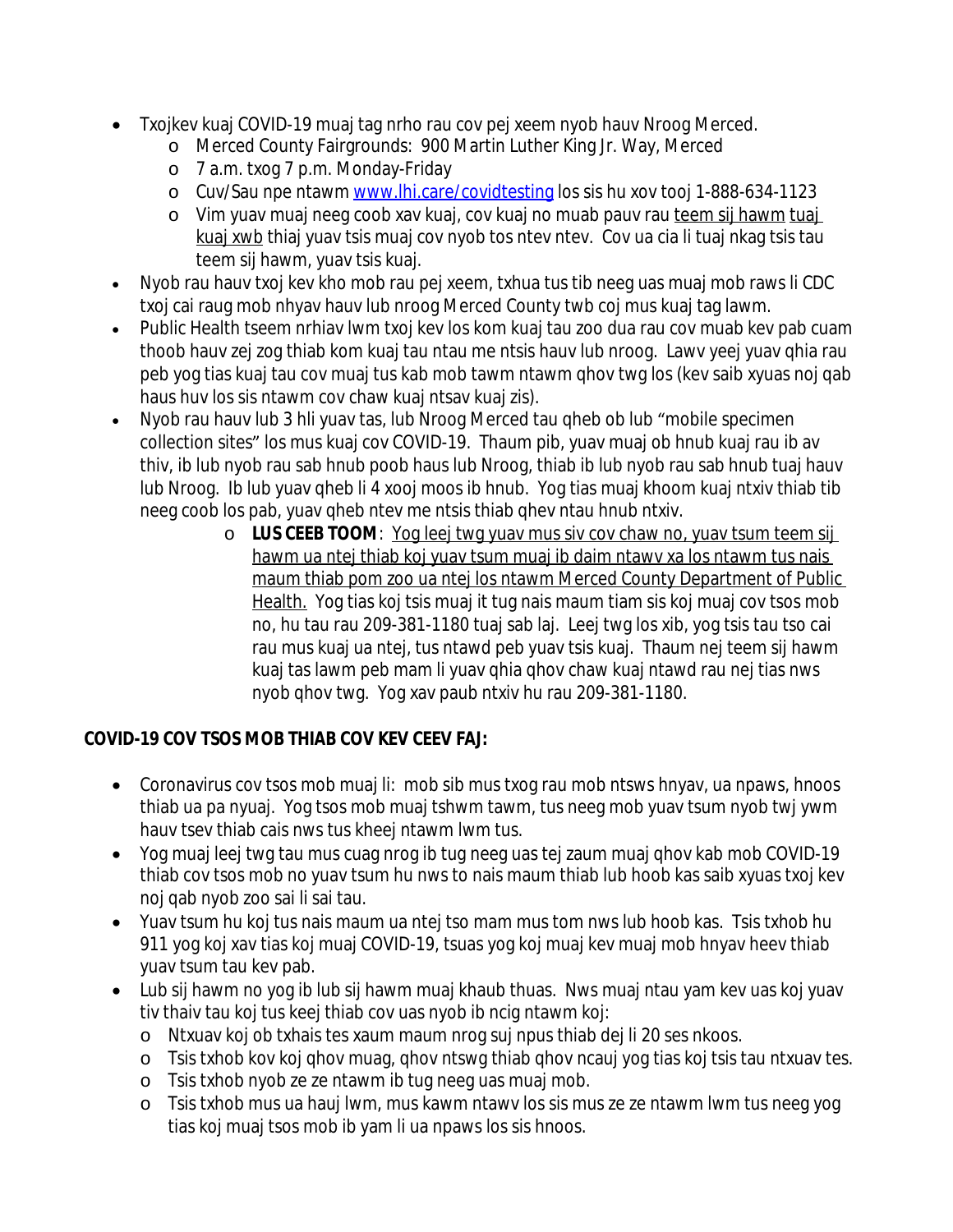- Txojkev kuaj COVID-19 muaj tag nrho rau cov pej xeem nyob hauv Nroog Merced.
  - Merced County Fairgrounds: 900 Martin Luther King Jr. Way, Merced
  - 7 a.m. txog 7 p.m. Monday-Friday
  - Cuv/Sau npe ntawm www.lhi.care/covidtesting los sis hu xov tooj 1-888-634-1123
  - Vim yuav muaj neeg coob xav kuaj, cov kuaj no muab pauv rau teem sij hawm tuaj kuaj xwb thiaj yuav tsis muaj cov nyob tos ntev ntev. Cov ua cia li tuaj nkag tsis tau teem sij hawm, yuav tsis kuaj.
- Nyob rau hauv txoj kev kho mob rau pej xeem, txhua tus tib neeg uas muaj mob raws li CDC txoj cai raug mob nhyav hauv lub nroog Merced County twb coj mus kuaj tag lawm.
- Public Health tseem nrhiav lwm txoj kev los kom kuaj tau zoo dua rau cov muab kev pab cuam thoob hauv zej zog thiab kom kuaj tau ntau me ntsis hauv lub nroog. Lawv yeej yuav qhia rau peb yog tias kuaj tau cov muaj tus kab mob tawm ntawm qhov twg los (kev saib xyuas noj qab haus huv los sis ntawm cov chaw kuaj ntsav kuaj zis).
- Nyob rau hauv lub 3 hli yuav tas, lub Nroog Merced tau qheb ob lub "mobile specimen collection sites" los mus kuaj cov COVID-19. Thaum pib, yuav muaj ob hnub kuaj rau ib av thiv, ib lub nyob rau sab hnub poob haus lub Nroog, thiab ib lub nyob rau sab hnub tuaj hauv lub Nroog. Ib lub yuav qheb li 4 xooj moos ib hnub. Yog tias muaj khoom kuaj ntxiv thiab tib neeg coob los pab, yuav qheb ntev me ntsis thiab qhev ntau hnub ntxiv.
  - **LUS CEEB TOOM**: Yog leej twg yuav mus siv cov chaw no, yuav tsum teem sij hawm ua ntej thiab koj yuav tsum muaj ib daim ntawv xa los ntawm tus nais maum thiab pom zoo ua ntej los ntawm Merced County Department of Public Health. Yog tias koj tsis muaj it tug nais maum tiam sis koj muaj cov tsos mob no, hu tau rau 209-381-1180 tuaj sab laj. Leej twg los xib, yog tsis tau tso cai rau mus kuaj ua ntej, tus ntawd peb yuav tsis kuaj. Thaum nej teem sij hawm kuaj tas lawm peb mam li yuav qhia qhov chaw kuaj ntawd rau nej tias nws nyob qhov twg. Yog xav paub ntxiv hu rau 209-381-1180.

**COVID-19 COV TSOS MOB THIAB COV KEV CEEV FAJ:**

- Coronavirus cov tsos mob muaj li: mob sib mus txog rau mob ntsws hnyav, ua npaws, hnoos thiab ua pa nyuaj. Yog tsos mob muaj tshwm tawm, tus neeg mob yuav tsum nyob twj ywm hauv tsev thiab cais nws tus kheej ntawm lwm tus.
- Yog muaj leej twg tau mus cuag nrog ib tug neeg uas tej zaum muaj qhov kab mob COVID-19 thiab cov tsos mob no yuav tsum hu nws to nais maum thiab lub hoob kas saib xyuas txoj kev noj qab nyob zoo sai li sai tau.
- Yuav tsum hu koj tus nais maum ua ntej tso mam mus tom nws lub hoob kas. Tsis txhob hu 911 yog koj xav tias koj muaj COVID-19, tsuas yog koj muaj kev muaj mob hnyav heev thiab yuav tsum tau kev pab.
- Lub sij hawm no yog ib lub sij hawm muaj khaub thuas. Nws muaj ntau yam kev uas koj yuav tiv thaiv tau koj tus keej thiab cov uas nyob ib ncig ntawm koj:
  - Ntxuav koj ob txhais tes xaum maum nrog suj npus thiab dej li 20 ses nkoos.
  - Tsis txhob kov koj qhov muag, qhov ntswg thiab qhov ncauj yog tias koj tsis tau ntxuav tes.
  - Tsis txhob nyob ze ze ntawm ib tug neeg uas muaj mob.
  - Tsis txhob mus ua hauj lwm, mus kawm ntawv los sis mus ze ze ntawm lwm tus neeg yog tias koj muaj tsos mob ib yam li ua npaws los sis hnoos.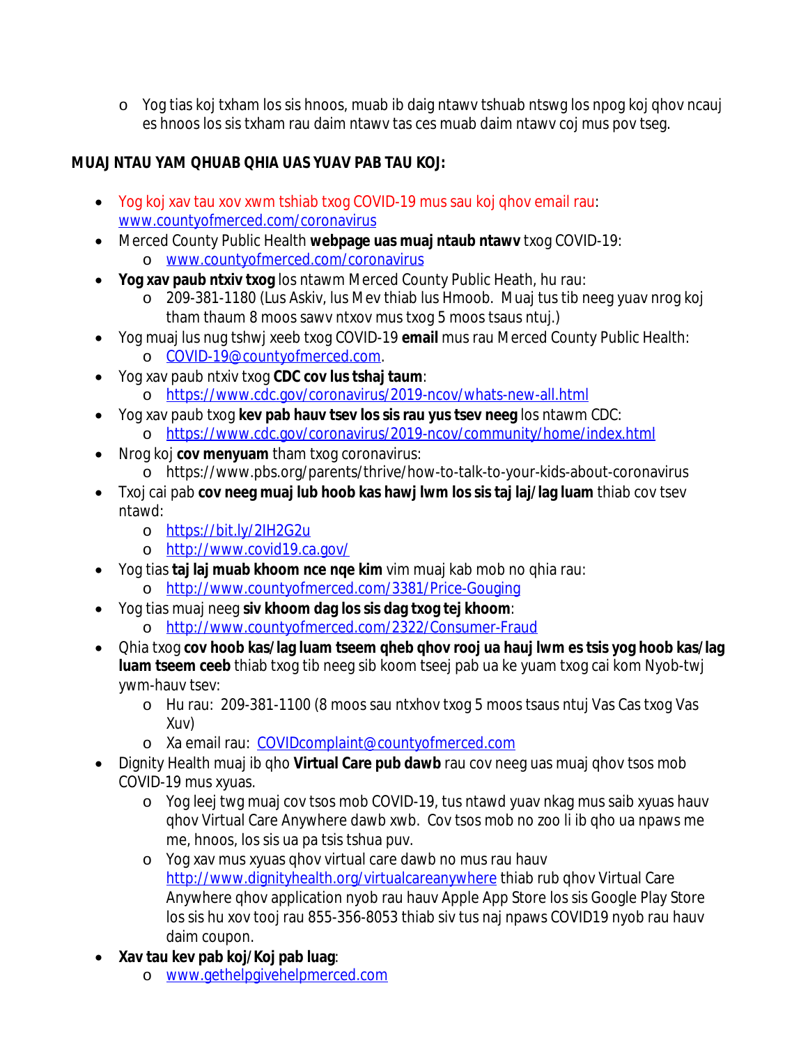- Yog tias koj txham los sis hnoos, muab ib daig ntawv tshuab ntswg los npog koj qhov ncauj es hnoos los sis txham rau daim ntawv tas ces muab daim ntawv coj mus pov tseg.

**MUAJ NTAU YAM QHUAB QHIA UAS YUAV PAB TAU KOJ:**

- Yog koj xav tau xov xwm tshiab txog COVID-19 mus sau koj qhov email rau: www.countyofmerced.com/coronavirus
- Merced County Public Health **webpage uas muaj ntaub ntawv** txog COVID-19:
  - www.countyofmerced.com/coronavirus
- **Yog xav paub ntxiv txog** los ntawm Merced County Public Heath, hu rau:
  - 209-381-1180 (Lus Askiv, lus Mev thiab lus Hmoob. Muaj tus tib neeg yuav nrog koj tham thaum 8 moos sawv ntxov mus txog 5 moos tsaus ntuj.)
- Yog muaj lus nug tshwj xeeb txog COVID-19 **email** mus rau Merced County Public Health:
  - COVID-19@countyofmerced.com.
- Yog xav paub ntxiv txog **CDC cov lus tshaj taum**:
  - https://www.cdc.gov/coronavirus/2019-ncov/whats-new-all.html
- Yog xav paub txog **kev pab hauv tsev los sis rau yus tsev neeg** los ntawm CDC:
  - https://www.cdc.gov/coronavirus/2019-ncov/community/home/index.html
- Nrog koj **cov menyuam** tham txog coronavirus:
  - https://www.pbs.org/parents/thrive/how-to-talk-to-your-kids-about-coronavirus
- Txoj cai pab **cov neeg muaj lub hoob kas hawj lwm los sis taj laj/lag luam** thiab cov tsev ntawd:
  - https://bit.ly/2IH2G2u
  - http://www.covid19.ca.gov/
- Yog tias **taj laj muab khoom nce nqe kim** vim muaj kab mob no qhia rau:
  - http://www.countyofmerced.com/3381/Price-Gouging
- Yog tias muaj neeg **siv khoom dag los sis dag txog tej khoom**:
  - http://www.countyofmerced.com/2322/Consumer-Fraud
- Qhia txog **cov hoob kas/lag luam tseem qheb qhov rooj ua hauj lwm es tsis yog hoob kas/lag luam tseem ceeb** thiab txog tib neeg sib koom tseej pab ua ke yuam txog cai kom Nyob-twj ywm-hauv tsev:
  - Hu rau: 209-381-1100 (8 moos sau ntxhov txog 5 moos tsaus ntuj Vas Cas txog Vas Xuv)
  - Xa email rau: COVIDcomplaint@countyofmerced.com
- Dignity Health muaj ib qho **Virtual Care pub dawb** rau cov neeg uas muaj qhov tsos mob COVID-19 mus xyuas.
  - Yog leej twg muaj cov tsos mob COVID-19, tus ntawd yuav nkag mus saib xyuas hauv qhov Virtual Care Anywhere dawb xwb. Cov tsos mob no zoo li ib qho ua npaws me me, hnoos, los sis ua pa tsis tshua puv.
  - Yog xav mus xyuas qhov virtual care dawb no mus rau hauv http://www.dignityhealth.org/virtualcareanywhere thiab rub qhov Virtual Care Anywhere qhov application nyob rau hauv Apple App Store los sis Google Play Store los sis hu xov tooj rau 855-356-8053 thiab siv tus naj npaws COVID19 nyob rau hauv daim coupon.
- **Xav tau kev pab koj/Koj pab luag**:
  - www.gethelpgivehelpmerced.com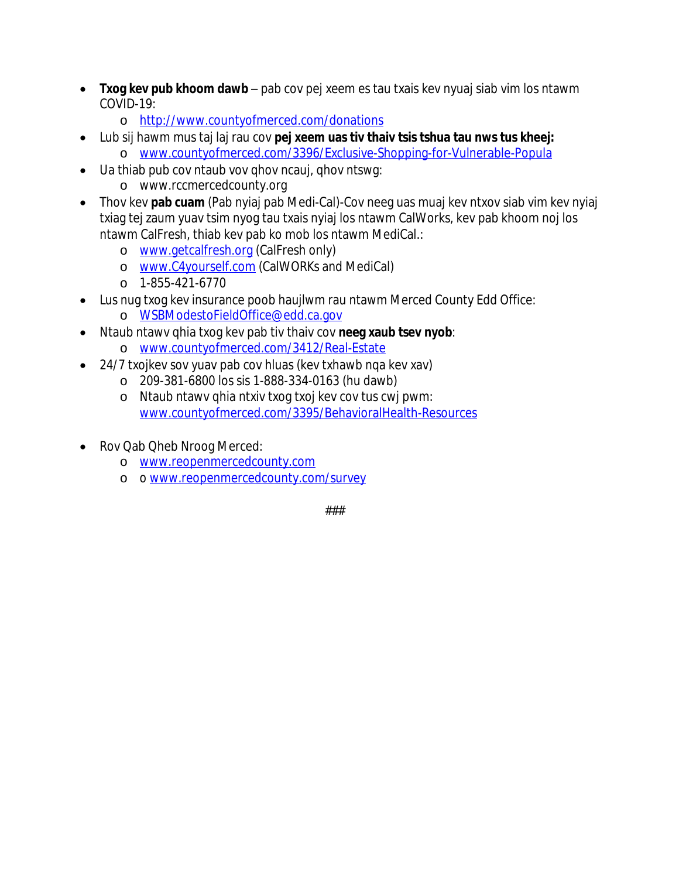- **Txog kev pub khoom dawb** – pab cov pej xeem es tau txais kev nyuaj siab vim los ntawm COVID-19:
    - http://www.countyofmerced.com/donations
- Lub sij hawm mus taj laj rau cov **pej xeem uas tiv thaiv tsis tshua tau nws tus kheej:**
    - www.countyofmerced.com/3396/Exclusive-Shopping-for-Vulnerable-Popula
- Ua thiab pub cov ntaub vov qhov ncauj, qhov ntswg:
    - www.rccmercedcounty.org
- Thov kev **pab cuam** (Pab nyiaj pab Medi-Cal)-Cov neeg uas muaj kev ntxov siab vim kev nyiaj txiag tej zaum yuav tsim nyog tau txais nyiaj los ntawm CalWorks, kev pab khoom noj los ntawm CalFresh, thiab kev pab ko mob los ntawm MediCal.:
    - www.getcalfresh.org (CalFresh only)
    - www.C4yourself.com (CalWORKs and MediCal)
    - 1-855-421-6770
- Lus nug txog kev insurance poob haujlwm rau ntawm Merced County Edd Office:
    - WSBModestoFieldOffice@edd.ca.gov
- Ntaub ntawv qhia txog kev pab tiv thaiv cov **neeg xaub tsev nyob**:
    - www.countyofmerced.com/3412/Real-Estate
- 24/7 txojkev sov yuav pab cov hluas (kev txhawb nqa kev xav)
    - 209-381-6800 los sis 1-888-334-0163 (hu dawb)
    - Ntaub ntawv qhia ntxiv txog txoj kev cov tus cwj pwm: www.countyofmerced.com/3395/BehavioralHealth-Resources
- Rov Qab Qheb Nroog Merced:
    - www.reopenmercedcounty.com
    - o www.reopenmercedcounty.com/survey

###